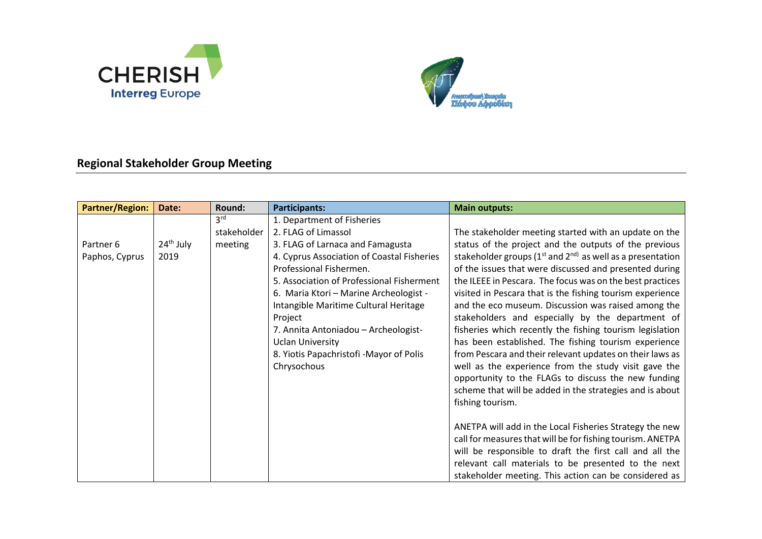## Regional Stakeholder Group Meeting

| Partner/Region: | Date: | Round: | Participants: | Main outputs: |
|---|---|---|---|---|
| Partner 6 Paphos, Cyprus | 24th July 2019 | 3rd stakeholder meeting | 1. Department of Fisheries<br>2. FLAG of Limassol<br>3. FLAG of Larnaca and Famagusta<br>4. Cyprus Association of Coastal Fisheries Professional Fishermen.<br>5. Association of Professional Fisherment<br>6. Maria Ktori – Marine Archeologist - Intangible Maritime Cultural Heritage Project<br>7. Annita Antoniadou – Archeologist- Uclan University<br>8. Yiotis Papachristofi -Mayor of Polis Chrysochous | The stakeholder meeting started with an update on the status of the project and the outputs of the previous stakeholder groups (1st and 2nd) as well as a presentation of the issues that were discussed and presented during the ILEEE in Pescara. The focus was on the best practices visited in Pescara that is the fishing tourism experience and the eco museum. Discussion was raised among the stakeholders and especially by the department of fisheries which recently the fishing tourism legislation has been established. The fishing tourism experience from Pescara and their relevant updates on their laws as well as the experience from the study visit gave the opportunity to the FLAGs to discuss the new funding scheme that will be added in the strategies and is about fishing tourism.<br><br>ANETPA will add in the Local Fisheries Strategy the new call for measures that will be for fishing tourism. ANETPA will be responsible to draft the first call and all the relevant call materials to be presented to the next stakeholder meeting. This action can be considered as |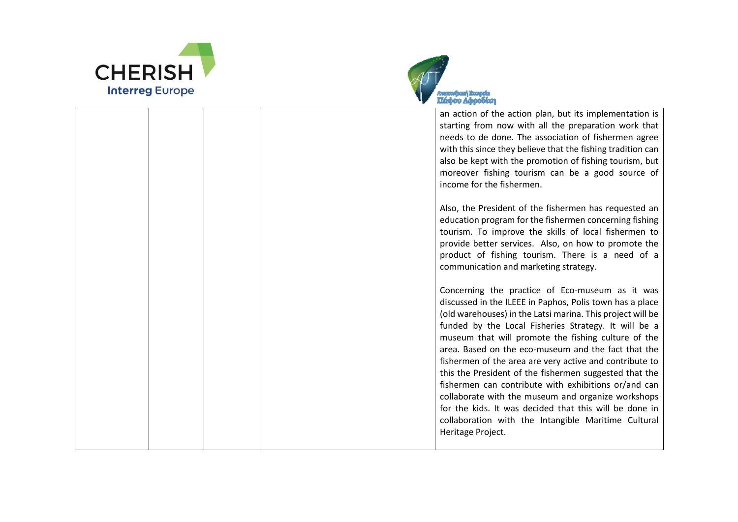|  |  |  |  |  |
|---|---|---|---|---|
|  |  |  |  | an action of the action plan, but its implementation is starting from now with all the preparation work that needs to de done. The association of fishermen agree with this since they believe that the fishing tradition can also be kept with the promotion of fishing tourism, but moreover fishing tourism can be a good source of income for the fishermen.<br><br>Also, the President of the fishermen has requested an education program for the fishermen concerning fishing tourism. To improve the skills of local fishermen to provide better services. Also, on how to promote the product of fishing tourism. There is a need of a communication and marketing strategy.<br><br>Concerning the practice of Eco-museum as it was discussed in the ILEEE in Paphos, Polis town has a place (old warehouses) in the Latsi marina. This project will be funded by the Local Fisheries Strategy. It will be a museum that will promote the fishing culture of the area. Based on the eco-museum and the fact that the fishermen of the area are very active and contribute to this the President of the fishermen suggested that the fishermen can contribute with exhibitions or/and can collaborate with the museum and organize workshops for the kids. It was decided that this will be done in collaboration with the Intangible Maritime Cultural Heritage Project. |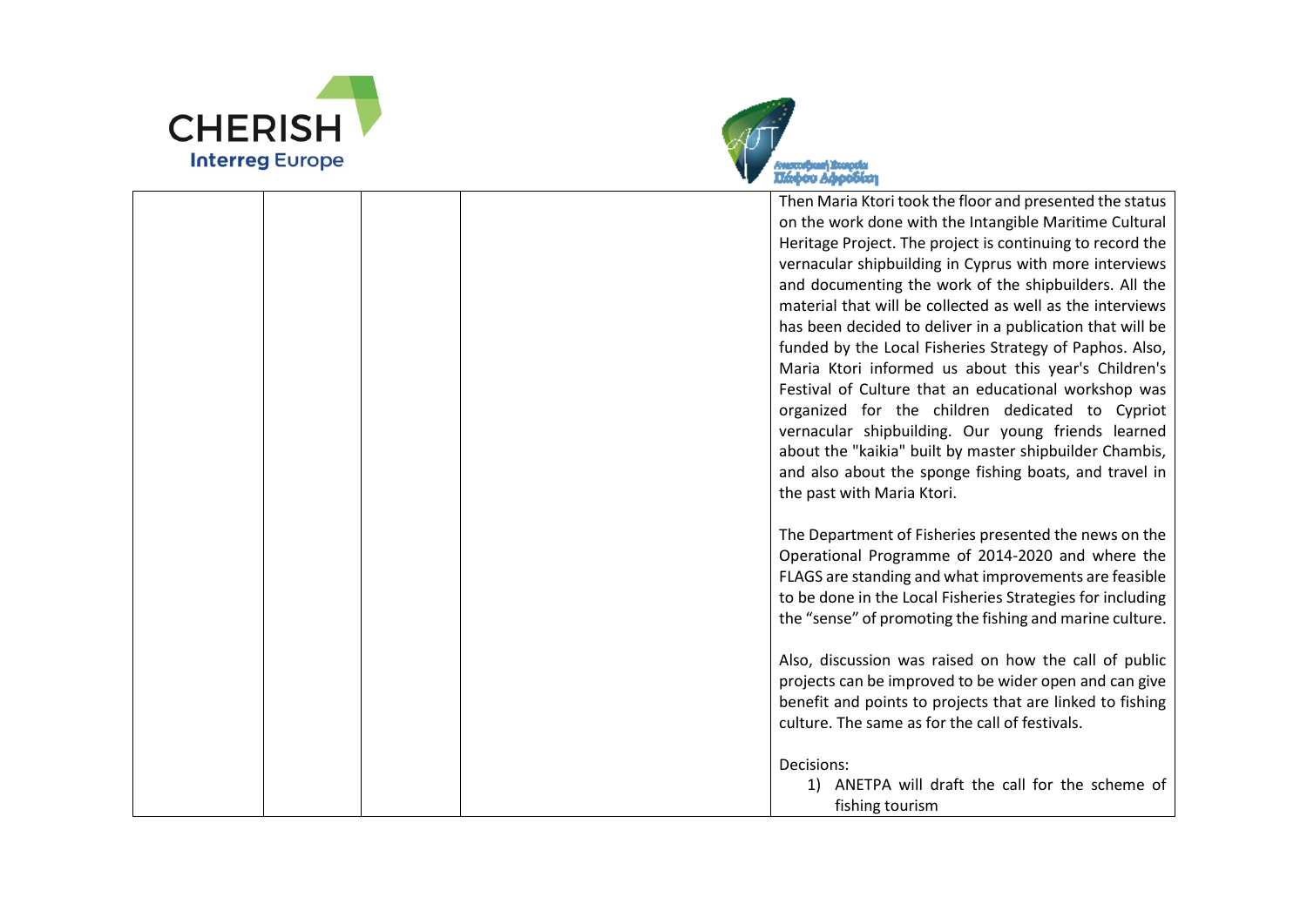| | | | | |
|---|---|---|---|---|
| | | | | Then Maria Ktori took the floor and presented the status on the work done with the Intangible Maritime Cultural Heritage Project. The project is continuing to record the vernacular shipbuilding in Cyprus with more interviews and documenting the work of the shipbuilders. All the material that will be collected as well as the interviews has been decided to deliver in a publication that will be funded by the Local Fisheries Strategy of Paphos. Also, Maria Ktori informed us about this year's Children's Festival of Culture that an educational workshop was organized for the children dedicated to Cypriot vernacular shipbuilding. Our young friends learned about the "kaikia" built by master shipbuilder Chambis, and also about the sponge fishing boats, and travel in the past with Maria Ktori.<br><br>The Department of Fisheries presented the news on the Operational Programme of 2014-2020 and where the FLAGS are standing and what improvements are feasible to be done in the Local Fisheries Strategies for including the "sense" of promoting the fishing and marine culture.<br><br>Also, discussion was raised on how the call of public projects can be improved to be wider open and can give benefit and points to projects that are linked to fishing culture. The same as for the call of festivals.<br><br>Decisions:<br>1) ANETPA will draft the call for the scheme of fishing tourism |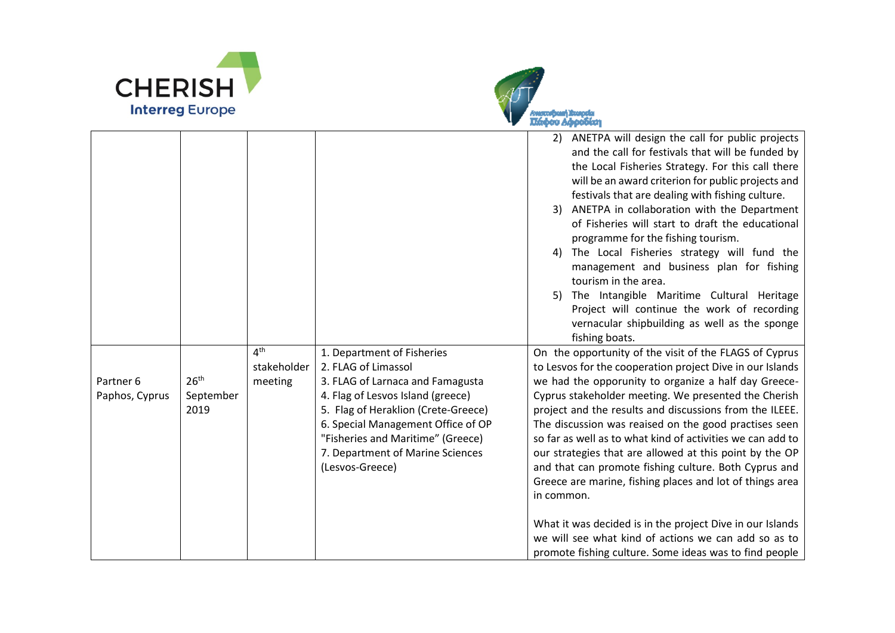| | | | | |
|---|---|---|---|---|
| | | | | 2) ANETPA will design the call for public projects and the call for festivals that will be funded by the Local Fisheries Strategy. For this call there will be an award criterion for public projects and festivals that are dealing with fishing culture.<br>3) ANETPA in collaboration with the Department of Fisheries will start to draft the educational programme for the fishing tourism.<br>4) The Local Fisheries strategy will fund the management and business plan for fishing tourism in the area.<br>5) The Intangible Maritime Cultural Heritage Project will continue the work of recording vernacular shipbuilding as well as the sponge fishing boats. |
| Partner 6 Paphos, Cyprus | 26th September 2019 | 4th stakeholder meeting | 1. Department of Fisheries<br>2. FLAG of Limassol<br>3. FLAG of Larnaca and Famagusta<br>4. Flag of Lesvos Island (greece)<br>5. Flag of Heraklion (Crete-Greece)<br>6. Special Management Office of OP "Fisheries and Maritime" (Greece)<br>7. Department of Marine Sciences (Lesvos-Greece) | On the opportunity of the visit of the FLAGS of Cyprus to Lesvos for the cooperation project Dive in our Islands we had the opporunity to organize a half day Greece-Cyprus stakeholder meeting. We presented the Cherish project and the results and discussions from the ILEEE. The discussion was reaised on the good practises seen so far as well as to what kind of activities we can add to our strategies that are allowed at this point by the OP and that can promote fishing culture. Both Cyprus and Greece are marine, fishing places and lot of things area in common.<br><br>What it was decided is in the project Dive in our Islands we will see what kind of actions we can add so as to promote fishing culture. Some ideas was to find people |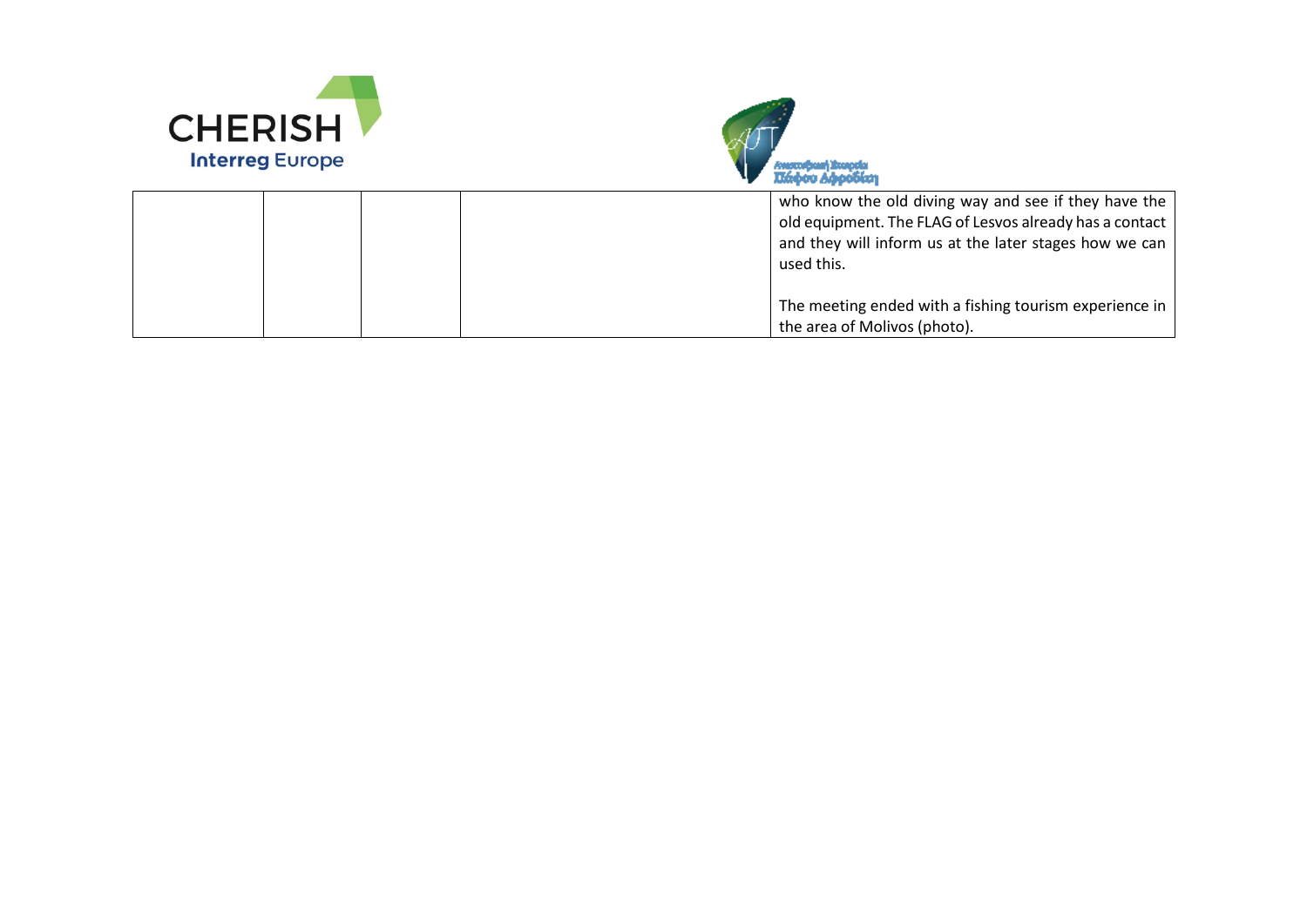| | | | | |
|---|---|---|---|---|
| | | | | who know the old diving way and see if they have the old equipment. The FLAG of Lesvos already has a contact and they will inform us at the later stages how we can used this.<br><br>The meeting ended with a fishing tourism experience in the area of Molivos (photo). |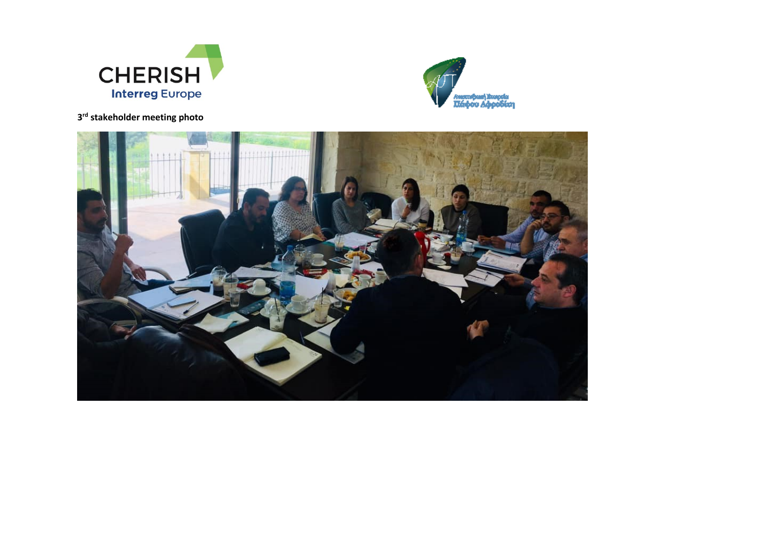CHERISH
Interreg Europe

Αναπτυξιακή Εταιρεία
Πάφου Αφροδίτη

**3rd stakeholder meeting photo**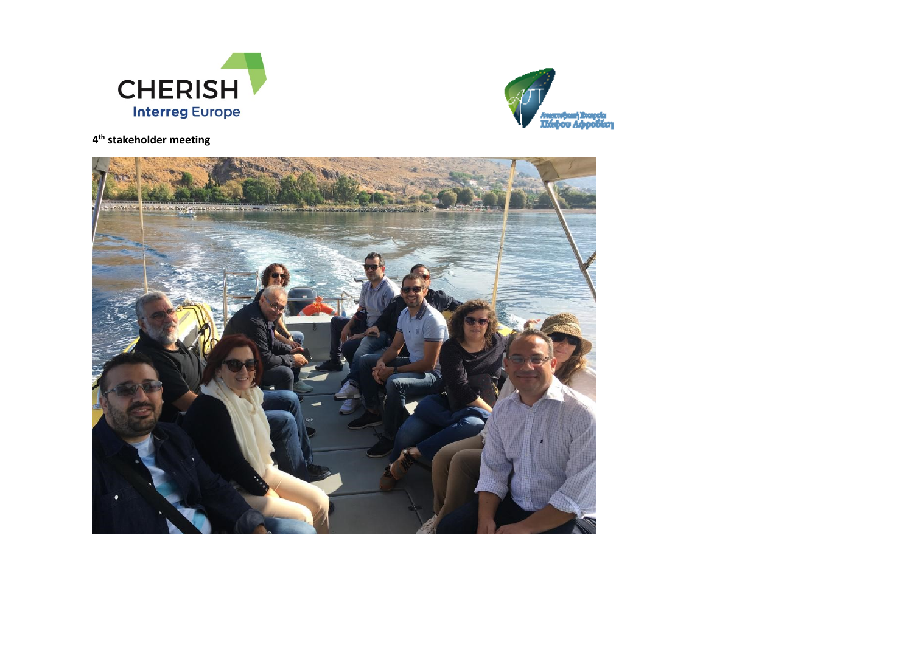**4th stakeholder meeting**